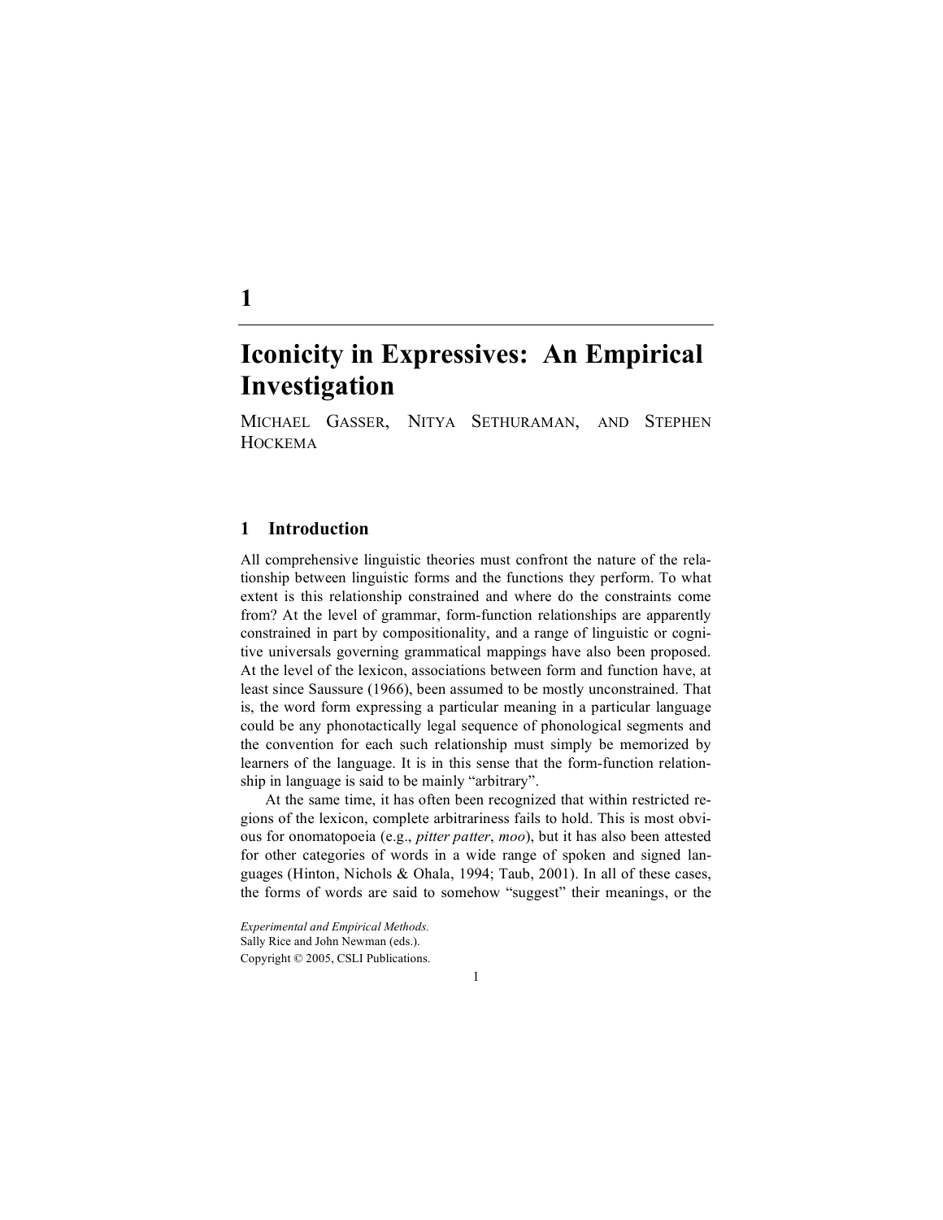1

# Iconicity in Expressives: An Empirical Investigation

MICHAEL GASSER, NITYA SETHURAMAN, AND STEPHEN HOCKEMA

## 1 Introduction

All comprehensive linguistic theories must confront the nature of the relationship between linguistic forms and the functions they perform. To what extent is this relationship constrained and where do the constraints come from? At the level of grammar, form-function relationships are apparently constrained in part by compositionality, and a range of linguistic or cognitive universals governing grammatical mappings have also been proposed. At the level of the lexicon, associations between form and function have, at least since Saussure (1966), been assumed to be mostly unconstrained. That is, the word form expressing a particular meaning in a particular language could be any phonotactically legal sequence of phonological segments and the convention for each such relationship must simply be memorized by learners of the language. It is in this sense that the form-function relationship in language is said to be mainly "arbitrary".

At the same time, it has often been recognized that within restricted regions of the lexicon, complete arbitrariness fails to hold. This is most obvious for onomatopoeia (e.g., *pitter patter*, *moo*), but it has also been attested for other categories of words in a wide range of spoken and signed languages (Hinton, Nichols & Ohala, 1994; Taub, 2001). In all of these cases, the forms of words are said to somehow "suggest" their meanings, or the

*Experimental and Empirical Methods.*
Sally Rice and John Newman (eds.).
Copyright © 2005, CSLI Publications.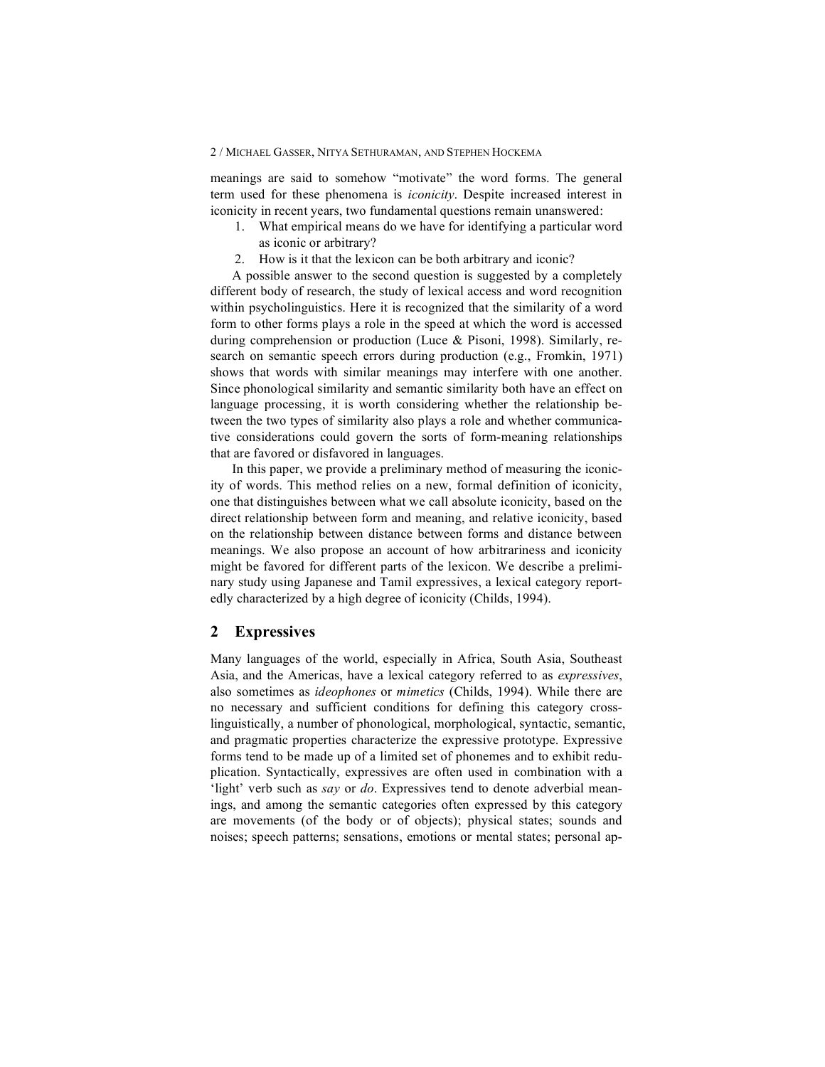meanings are said to somehow "motivate" the word forms. The general term used for these phenomena is *iconicity*. Despite increased interest in iconicity in recent years, two fundamental questions remain unanswered:

1. What empirical means do we have for identifying a particular word as iconic or arbitrary?
2. How is it that the lexicon can be both arbitrary and iconic?

A possible answer to the second question is suggested by a completely different body of research, the study of lexical access and word recognition within psycholinguistics. Here it is recognized that the similarity of a word form to other forms plays a role in the speed at which the word is accessed during comprehension or production (Luce & Pisoni, 1998). Similarly, research on semantic speech errors during production (e.g., Fromkin, 1971) shows that words with similar meanings may interfere with one another. Since phonological similarity and semantic similarity both have an effect on language processing, it is worth considering whether the relationship between the two types of similarity also plays a role and whether communicative considerations could govern the sorts of form-meaning relationships that are favored or disfavored in languages.

In this paper, we provide a preliminary method of measuring the iconicity of words. This method relies on a new, formal definition of iconicity, one that distinguishes between what we call absolute iconicity, based on the direct relationship between form and meaning, and relative iconicity, based on the relationship between distance between forms and distance between meanings. We also propose an account of how arbitrariness and iconicity might be favored for different parts of the lexicon. We describe a preliminary study using Japanese and Tamil expressives, a lexical category reportedly characterized by a high degree of iconicity (Childs, 1994).

## 2 Expressives

Many languages of the world, especially in Africa, South Asia, Southeast Asia, and the Americas, have a lexical category referred to as *expressives*, also sometimes as *ideophones* or *mimetics* (Childs, 1994). While there are no necessary and sufficient conditions for defining this category cross-linguistically, a number of phonological, morphological, syntactic, semantic, and pragmatic properties characterize the expressive prototype. Expressive forms tend to be made up of a limited set of phonemes and to exhibit reduplication. Syntactically, expressives are often used in combination with a 'light' verb such as *say* or *do*. Expressives tend to denote adverbial meanings, and among the semantic categories often expressed by this category are movements (of the body or of objects); physical states; sounds and noises; speech patterns; sensations, emotions or mental states; personal ap-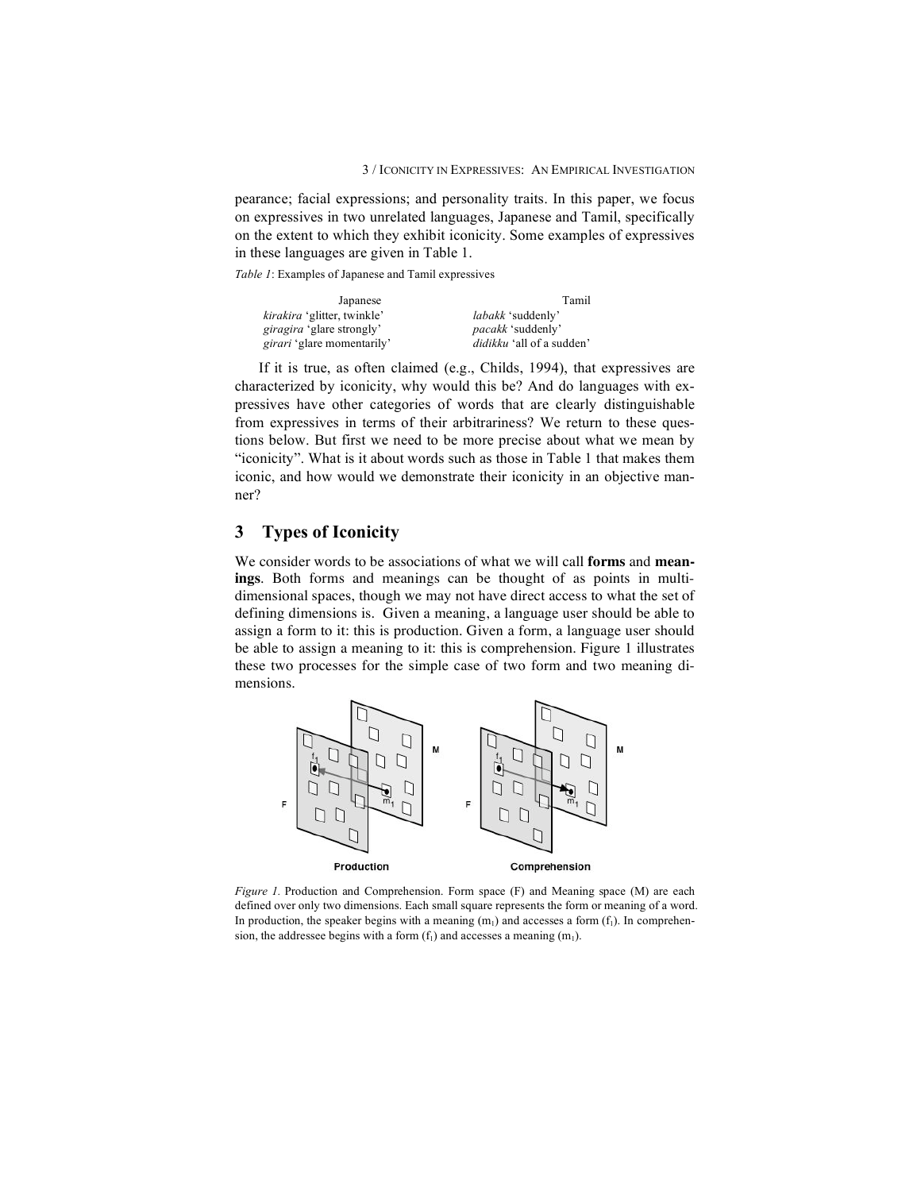pearance; facial expressions; and personality traits. In this paper, we focus on expressives in two unrelated languages, Japanese and Tamil, specifically on the extent to which they exhibit iconicity. Some examples of expressives in these languages are given in Table 1.

*Table 1*: Examples of Japanese and Tamil expressives

| Japanese | Tamil |
|---|---|
| *kirakira* 'glitter, twinkle' | *labakk* 'suddenly' |
| *giragira* 'glare strongly' | *pacakk* 'suddenly' |
| *girari* 'glare momentarily' | *didikku* 'all of a sudden' |

If it is true, as often claimed (e.g., Childs, 1994), that expressives are characterized by iconicity, why would this be? And do languages with expressives have other categories of words that are clearly distinguishable from expressives in terms of their arbitrariness? We return to these questions below. But first we need to be more precise about what we mean by "iconicity". What is it about words such as those in Table 1 that makes them iconic, and how would we demonstrate their iconicity in an objective manner?

## 3 Types of Iconicity

We consider words to be associations of what we will call **forms** and **meanings**. Both forms and meanings can be thought of as points in multidimensional spaces, though we may not have direct access to what the set of defining dimensions is. Given a meaning, a language user should be able to assign a form to it: this is production. Given a form, a language user should be able to assign a meaning to it: this is comprehension. Figure 1 illustrates these two processes for the simple case of two form and two meaning dimensions.

*Figure 1.* Production and Comprehension. Form space (F) and Meaning space (M) are each defined over only two dimensions. Each small square represents the form or meaning of a word. In production, the speaker begins with a meaning ($m_1$) and accesses a form ($f_1$). In comprehension, the addressee begins with a form ($f_1$) and accesses a meaning ($m_1$).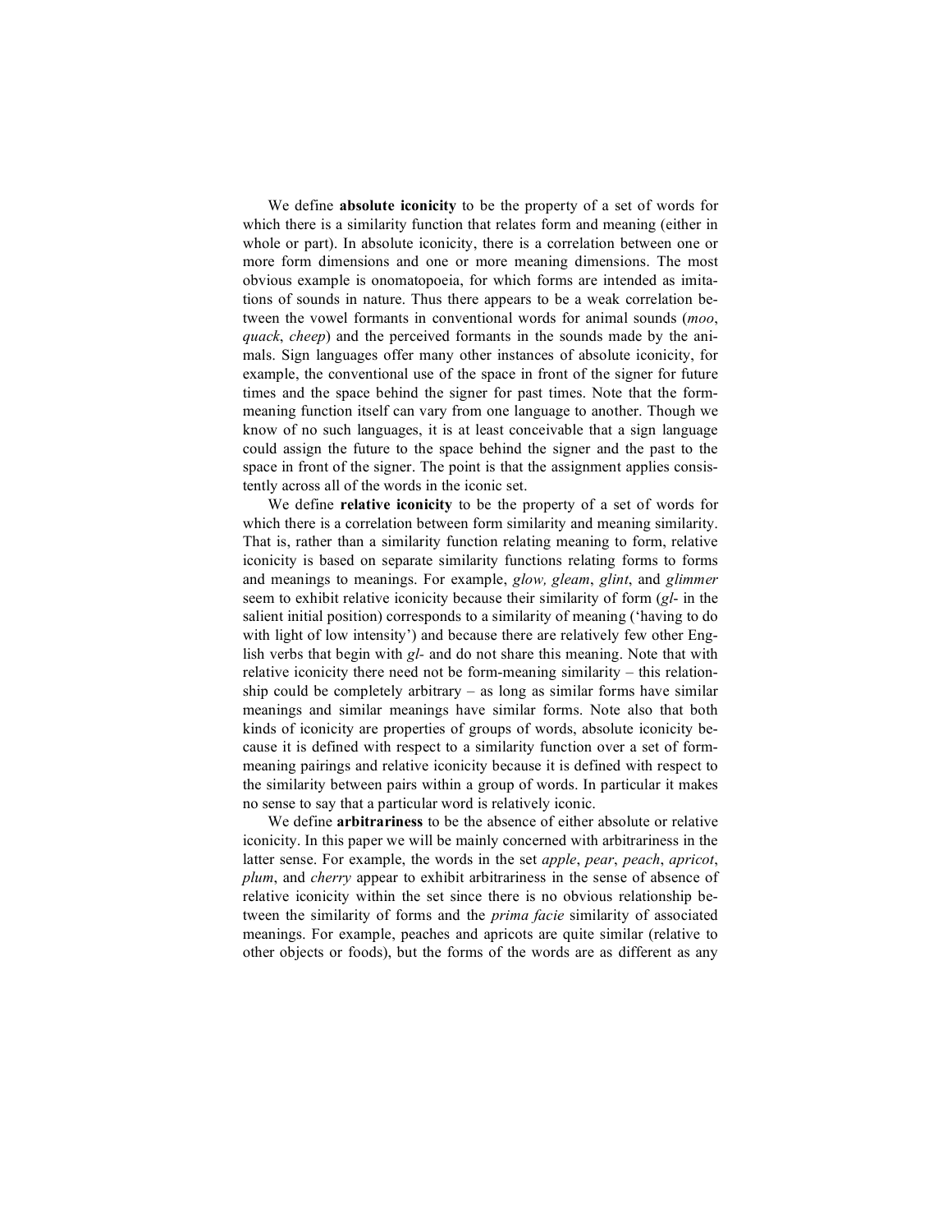We define **absolute iconicity** to be the property of a set of words for which there is a similarity function that relates form and meaning (either in whole or part). In absolute iconicity, there is a correlation between one or more form dimensions and one or more meaning dimensions. The most obvious example is onomatopoeia, for which forms are intended as imitations of sounds in nature. Thus there appears to be a weak correlation between the vowel formants in conventional words for animal sounds (*moo*, *quack*, *cheep*) and the perceived formants in the sounds made by the animals. Sign languages offer many other instances of absolute iconicity, for example, the conventional use of the space in front of the signer for future times and the space behind the signer for past times. Note that the form-meaning function itself can vary from one language to another. Though we know of no such languages, it is at least conceivable that a sign language could assign the future to the space behind the signer and the past to the space in front of the signer. The point is that the assignment applies consistently across all of the words in the iconic set.

We define **relative iconicity** to be the property of a set of words for which there is a correlation between form similarity and meaning similarity. That is, rather than a similarity function relating meaning to form, relative iconicity is based on separate similarity functions relating forms to forms and meanings to meanings. For example, *glow, gleam*, *glint*, and *glimmer* seem to exhibit relative iconicity because their similarity of form (*gl-* in the salient initial position) corresponds to a similarity of meaning ('having to do with light of low intensity') and because there are relatively few other English verbs that begin with *gl-* and do not share this meaning. Note that with relative iconicity there need not be form-meaning similarity – this relationship could be completely arbitrary – as long as similar forms have similar meanings and similar meanings have similar forms. Note also that both kinds of iconicity are properties of groups of words, absolute iconicity because it is defined with respect to a similarity function over a set of form-meaning pairings and relative iconicity because it is defined with respect to the similarity between pairs within a group of words. In particular it makes no sense to say that a particular word is relatively iconic.

We define **arbitrariness** to be the absence of either absolute or relative iconicity. In this paper we will be mainly concerned with arbitrariness in the latter sense. For example, the words in the set *apple*, *pear*, *peach*, *apricot*, *plum*, and *cherry* appear to exhibit arbitrariness in the sense of absence of relative iconicity within the set since there is no obvious relationship between the similarity of forms and the *prima facie* similarity of associated meanings. For example, peaches and apricots are quite similar (relative to other objects or foods), but the forms of the words are as different as any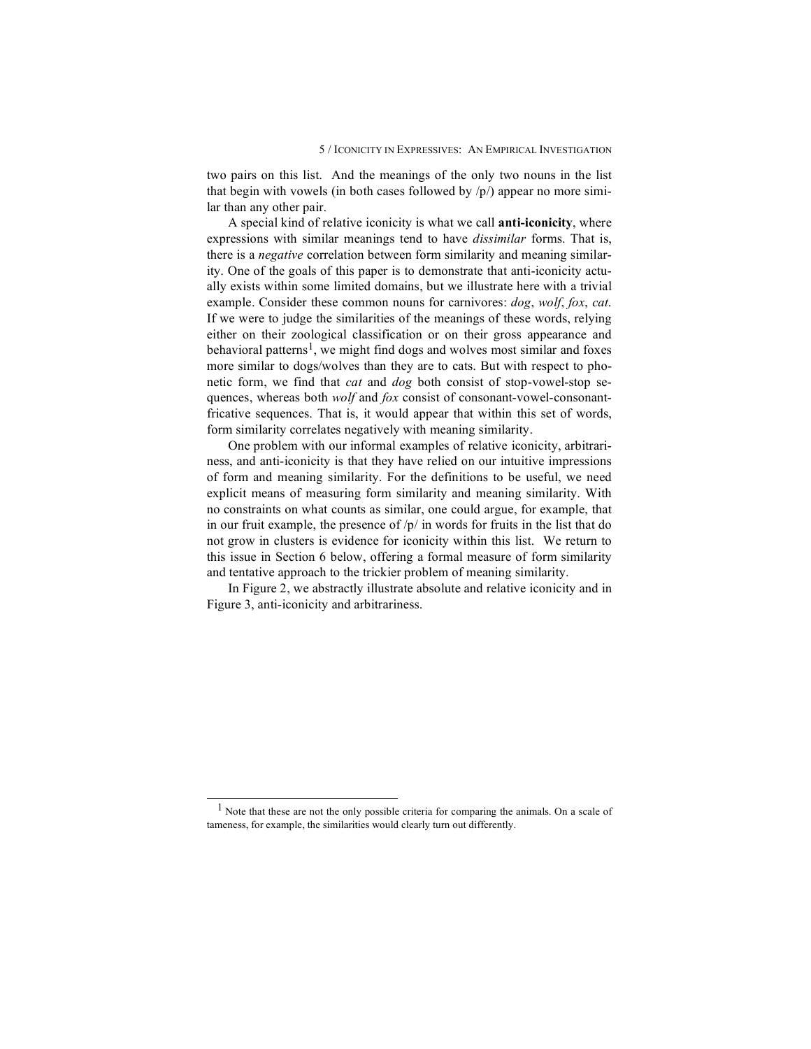two pairs on this list. And the meanings of the only two nouns in the list that begin with vowels (in both cases followed by /p/) appear no more similar than any other pair.

A special kind of relative iconicity is what we call **anti-iconicity**, where expressions with similar meanings tend to have *dissimilar* forms. That is, there is a *negative* correlation between form similarity and meaning similarity. One of the goals of this paper is to demonstrate that anti-iconicity actually exists within some limited domains, but we illustrate here with a trivial example. Consider these common nouns for carnivores: *dog*, *wolf*, *fox*, *cat*. If we were to judge the similarities of the meanings of these words, relying either on their zoological classification or on their gross appearance and behavioral patterns[1], we might find dogs and wolves most similar and foxes more similar to dogs/wolves than they are to cats. But with respect to phonetic form, we find that *cat* and *dog* both consist of stop-vowel-stop sequences, whereas both *wolf* and *fox* consist of consonant-vowel-consonant-fricative sequences. That is, it would appear that within this set of words, form similarity correlates negatively with meaning similarity.

One problem with our informal examples of relative iconicity, arbitrariness, and anti-iconicity is that they have relied on our intuitive impressions of form and meaning similarity. For the definitions to be useful, we need explicit means of measuring form similarity and meaning similarity. With no constraints on what counts as similar, one could argue, for example, that in our fruit example, the presence of /p/ in words for fruits in the list that do not grow in clusters is evidence for iconicity within this list. We return to this issue in Section 6 below, offering a formal measure of form similarity and tentative approach to the trickier problem of meaning similarity.

In Figure 2, we abstractly illustrate absolute and relative iconicity and in Figure 3, anti-iconicity and arbitrariness.

---

[1] Note that these are not the only possible criteria for comparing the animals. On a scale of tameness, for example, the similarities would clearly turn out differently.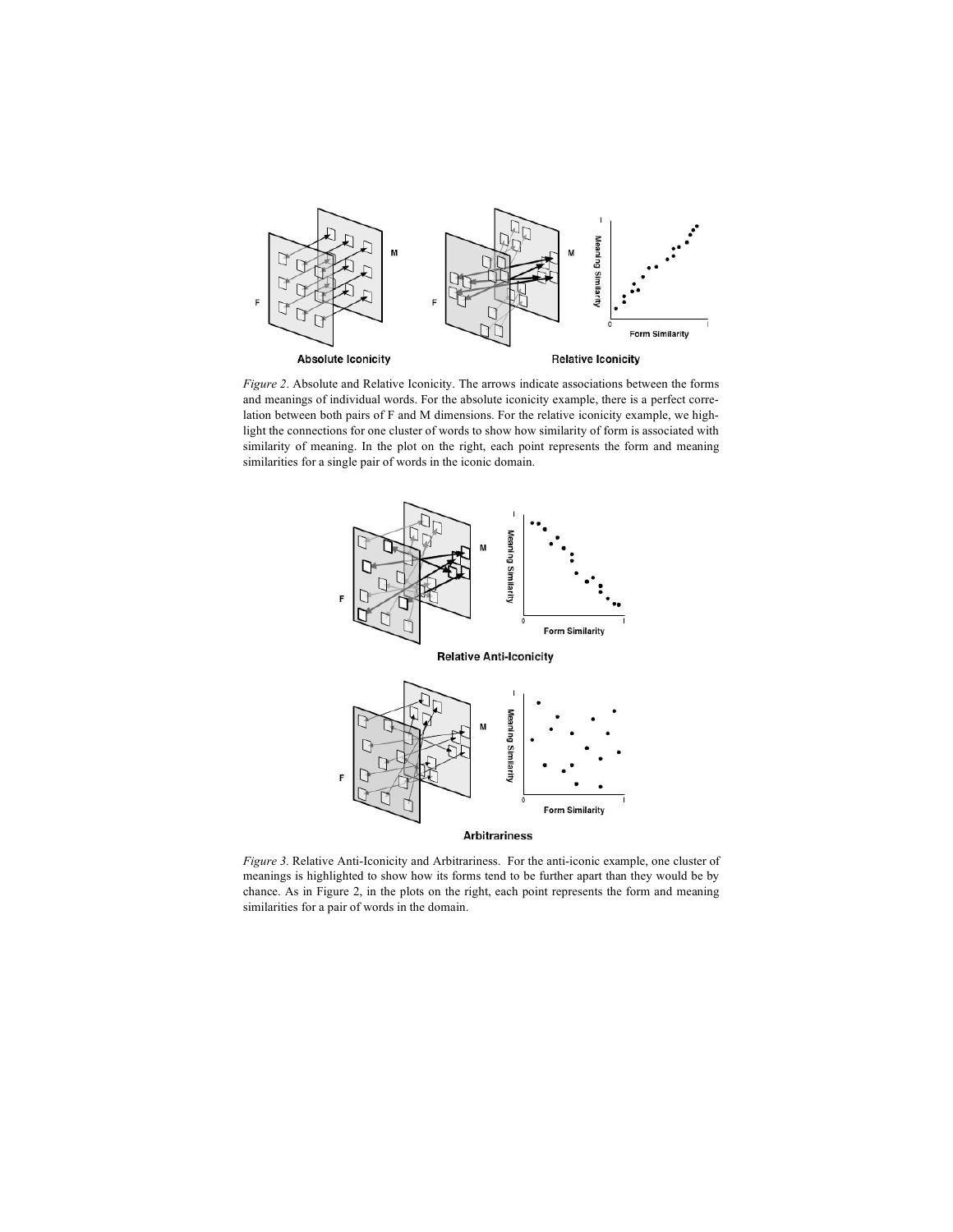*Figure 2*. Absolute and Relative Iconicity. The arrows indicate associations between the forms and meanings of individual words. For the absolute iconicity example, there is a perfect correlation between both pairs of F and M dimensions. For the relative iconicity example, we highlight the connections for one cluster of words to show how similarity of form is associated with similarity of meaning. In the plot on the right, each point represents the form and meaning similarities for a single pair of words in the iconic domain.

*Figure 3.* Relative Anti-Iconicity and Arbitrariness. For the anti-iconic example, one cluster of meanings is highlighted to show how its forms tend to be further apart than they would be by chance. As in Figure 2, in the plots on the right, each point represents the form and meaning similarities for a pair of words in the domain.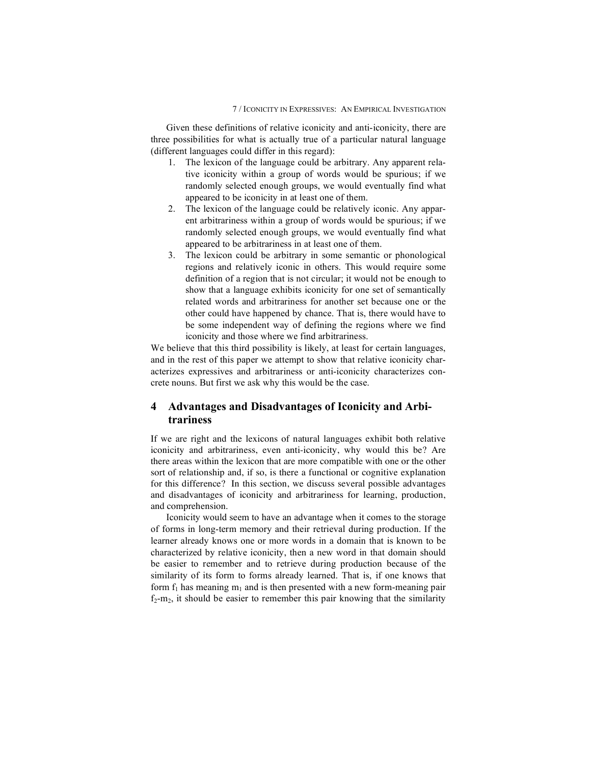Given these definitions of relative iconicity and anti-iconicity, there are three possibilities for what is actually true of a particular natural language (different languages could differ in this regard):

1. The lexicon of the language could be arbitrary. Any apparent relative iconicity within a group of words would be spurious; if we randomly selected enough groups, we would eventually find what appeared to be iconicity in at least one of them.
2. The lexicon of the language could be relatively iconic. Any apparent arbitrariness within a group of words would be spurious; if we randomly selected enough groups, we would eventually find what appeared to be arbitrariness in at least one of them.
3. The lexicon could be arbitrary in some semantic or phonological regions and relatively iconic in others. This would require some definition of a region that is not circular; it would not be enough to show that a language exhibits iconicity for one set of semantically related words and arbitrariness for another set because one or the other could have happened by chance. That is, there would have to be some independent way of defining the regions where we find iconicity and those where we find arbitrariness.

We believe that this third possibility is likely, at least for certain languages, and in the rest of this paper we attempt to show that relative iconicity characterizes expressives and arbitrariness or anti-iconicity characterizes concrete nouns. But first we ask why this would be the case.

## 4 Advantages and Disadvantages of Iconicity and Arbitrariness

If we are right and the lexicons of natural languages exhibit both relative iconicity and arbitrariness, even anti-iconicity, why would this be? Are there areas within the lexicon that are more compatible with one or the other sort of relationship and, if so, is there a functional or cognitive explanation for this difference? In this section, we discuss several possible advantages and disadvantages of iconicity and arbitrariness for learning, production, and comprehension.

Iconicity would seem to have an advantage when it comes to the storage of forms in long-term memory and their retrieval during production. If the learner already knows one or more words in a domain that is known to be characterized by relative iconicity, then a new word in that domain should be easier to remember and to retrieve during production because of the similarity of its form to forms already learned. That is, if one knows that form $f_1$ has meaning $m_1$ and is then presented with a new form-meaning pair $f_2$-$m_2$, it should be easier to remember this pair knowing that the similarity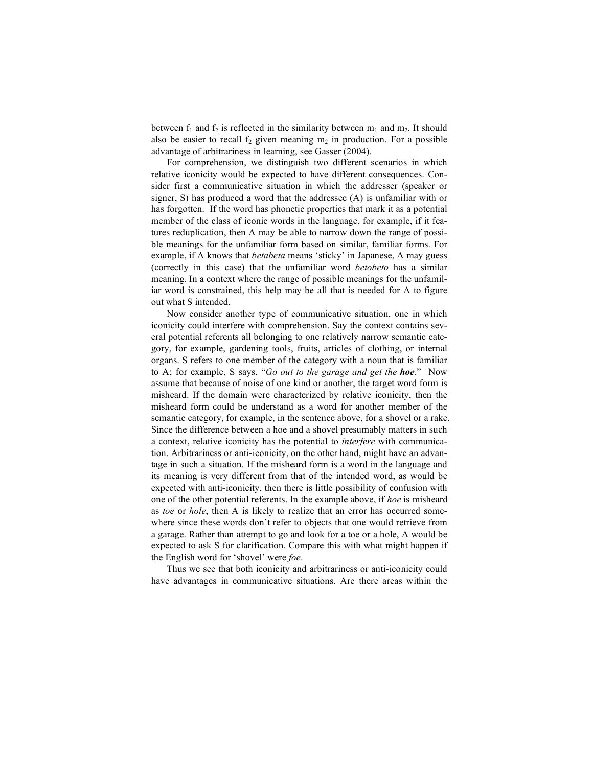between $f_1$ and $f_2$ is reflected in the similarity between $m_1$ and $m_2$. It should also be easier to recall $f_2$ given meaning $m_2$ in production. For a possible advantage of arbitrariness in learning, see Gasser (2004).

For comprehension, we distinguish two different scenarios in which relative iconicity would be expected to have different consequences. Consider first a communicative situation in which the addresser (speaker or signer, S) has produced a word that the addressee (A) is unfamiliar with or has forgotten. If the word has phonetic properties that mark it as a potential member of the class of iconic words in the language, for example, if it features reduplication, then A may be able to narrow down the range of possible meanings for the unfamiliar form based on similar, familiar forms. For example, if A knows that *betabeta* means 'sticky' in Japanese, A may guess (correctly in this case) that the unfamiliar word *betobeto* has a similar meaning. In a context where the range of possible meanings for the unfamiliar word is constrained, this help may be all that is needed for A to figure out what S intended.

Now consider another type of communicative situation, one in which iconicity could interfere with comprehension. Say the context contains several potential referents all belonging to one relatively narrow semantic category, for example, gardening tools, fruits, articles of clothing, or internal organs. S refers to one member of the category with a noun that is familiar to A; for example, S says, "*Go out to the garage and get the* ***hoe***." Now assume that because of noise of one kind or another, the target word form is misheard. If the domain were characterized by relative iconicity, then the misheard form could be understand as a word for another member of the semantic category, for example, in the sentence above, for a shovel or a rake. Since the difference between a hoe and a shovel presumably matters in such a context, relative iconicity has the potential to *interfere* with communication. Arbitrariness or anti-iconicity, on the other hand, might have an advantage in such a situation. If the misheard form is a word in the language and its meaning is very different from that of the intended word, as would be expected with anti-iconicity, then there is little possibility of confusion with one of the other potential referents. In the example above, if *hoe* is misheard as *toe* or *hole*, then A is likely to realize that an error has occurred somewhere since these words don't refer to objects that one would retrieve from a garage. Rather than attempt to go and look for a toe or a hole, A would be expected to ask S for clarification. Compare this with what might happen if the English word for 'shovel' were *foe*.

Thus we see that both iconicity and arbitrariness or anti-iconicity could have advantages in communicative situations. Are there areas within the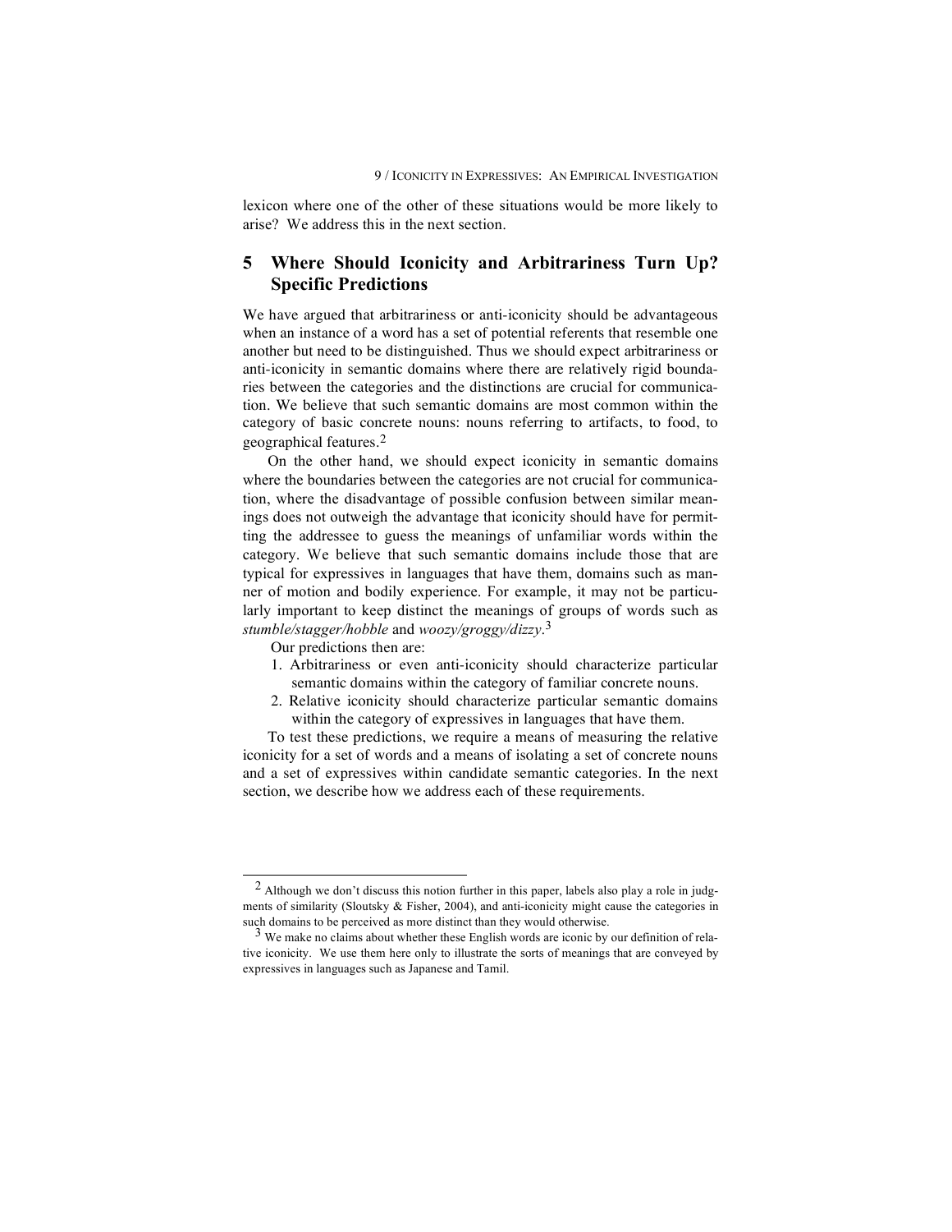lexicon where one of the other of these situations would be more likely to arise? We address this in the next section.

## 5 Where Should Iconicity and Arbitrariness Turn Up? Specific Predictions

We have argued that arbitrariness or anti-iconicity should be advantageous when an instance of a word has a set of potential referents that resemble one another but need to be distinguished. Thus we should expect arbitrariness or anti-iconicity in semantic domains where there are relatively rigid boundaries between the categories and the distinctions are crucial for communication. We believe that such semantic domains are most common within the category of basic concrete nouns: nouns referring to artifacts, to food, to geographical features.[2]

On the other hand, we should expect iconicity in semantic domains where the boundaries between the categories are not crucial for communication, where the disadvantage of possible confusion between similar meanings does not outweigh the advantage that iconicity should have for permitting the addressee to guess the meanings of unfamiliar words within the category. We believe that such semantic domains include those that are typical for expressives in languages that have them, domains such as manner of motion and bodily experience. For example, it may not be particularly important to keep distinct the meanings of groups of words such as *stumble/stagger/hobble* and *woozy/groggy/dizzy*.[3]

Our predictions then are:

1. Arbitrariness or even anti-iconicity should characterize particular semantic domains within the category of familiar concrete nouns.
2. Relative iconicity should characterize particular semantic domains within the category of expressives in languages that have them.

To test these predictions, we require a means of measuring the relative iconicity for a set of words and a means of isolating a set of concrete nouns and a set of expressives within candidate semantic categories. In the next section, we describe how we address each of these requirements.

---

[2] Although we don't discuss this notion further in this paper, labels also play a role in judgments of similarity (Sloutsky & Fisher, 2004), and anti-iconicity might cause the categories in such domains to be perceived as more distinct than they would otherwise.

[3] We make no claims about whether these English words are iconic by our definition of relative iconicity. We use them here only to illustrate the sorts of meanings that are conveyed by expressives in languages such as Japanese and Tamil.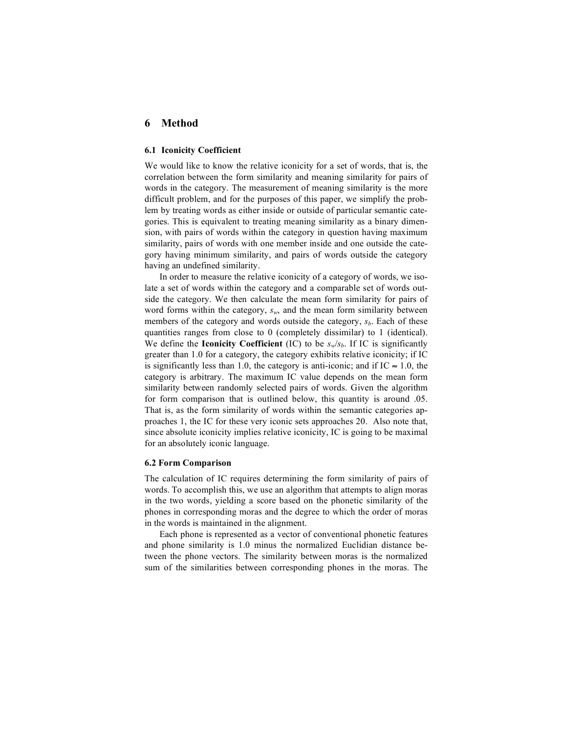## 6 Method

### 6.1 Iconicity Coefficient

We would like to know the relative iconicity for a set of words, that is, the correlation between the form similarity and meaning similarity for pairs of words in the category. The measurement of meaning similarity is the more difficult problem, and for the purposes of this paper, we simplify the problem by treating words as either inside or outside of particular semantic categories. This is equivalent to treating meaning similarity as a binary dimension, with pairs of words within the category in question having maximum similarity, pairs of words with one member inside and one outside the category having minimum similarity, and pairs of words outside the category having an undefined similarity.

In order to measure the relative iconicity of a category of words, we isolate a set of words within the category and a comparable set of words outside the category. We then calculate the mean form similarity for pairs of word forms within the category, $s_w$, and the mean form similarity between members of the category and words outside the category, $s_b$. Each of these quantities ranges from close to 0 (completely dissimilar) to 1 (identical). We define the **Iconicity Coefficient** (IC) to be $s_w/s_b$. If IC is significantly greater than 1.0 for a category, the category exhibits relative iconicity; if IC is significantly less than 1.0, the category is anti-iconic; and if IC $\approx$ 1.0, the category is arbitrary. The maximum IC value depends on the mean form similarity between randomly selected pairs of words. Given the algorithm for form comparison that is outlined below, this quantity is around .05. That is, as the form similarity of words within the semantic categories approaches 1, the IC for these very iconic sets approaches 20. Also note that, since absolute iconicity implies relative iconicity, IC is going to be maximal for an absolutely iconic language.

### 6.2 Form Comparison

The calculation of IC requires determining the form similarity of pairs of words. To accomplish this, we use an algorithm that attempts to align moras in the two words, yielding a score based on the phonetic similarity of the phones in corresponding moras and the degree to which the order of moras in the words is maintained in the alignment.

Each phone is represented as a vector of conventional phonetic features and phone similarity is 1.0 minus the normalized Euclidian distance between the phone vectors. The similarity between moras is the normalized sum of the similarities between corresponding phones in the moras. The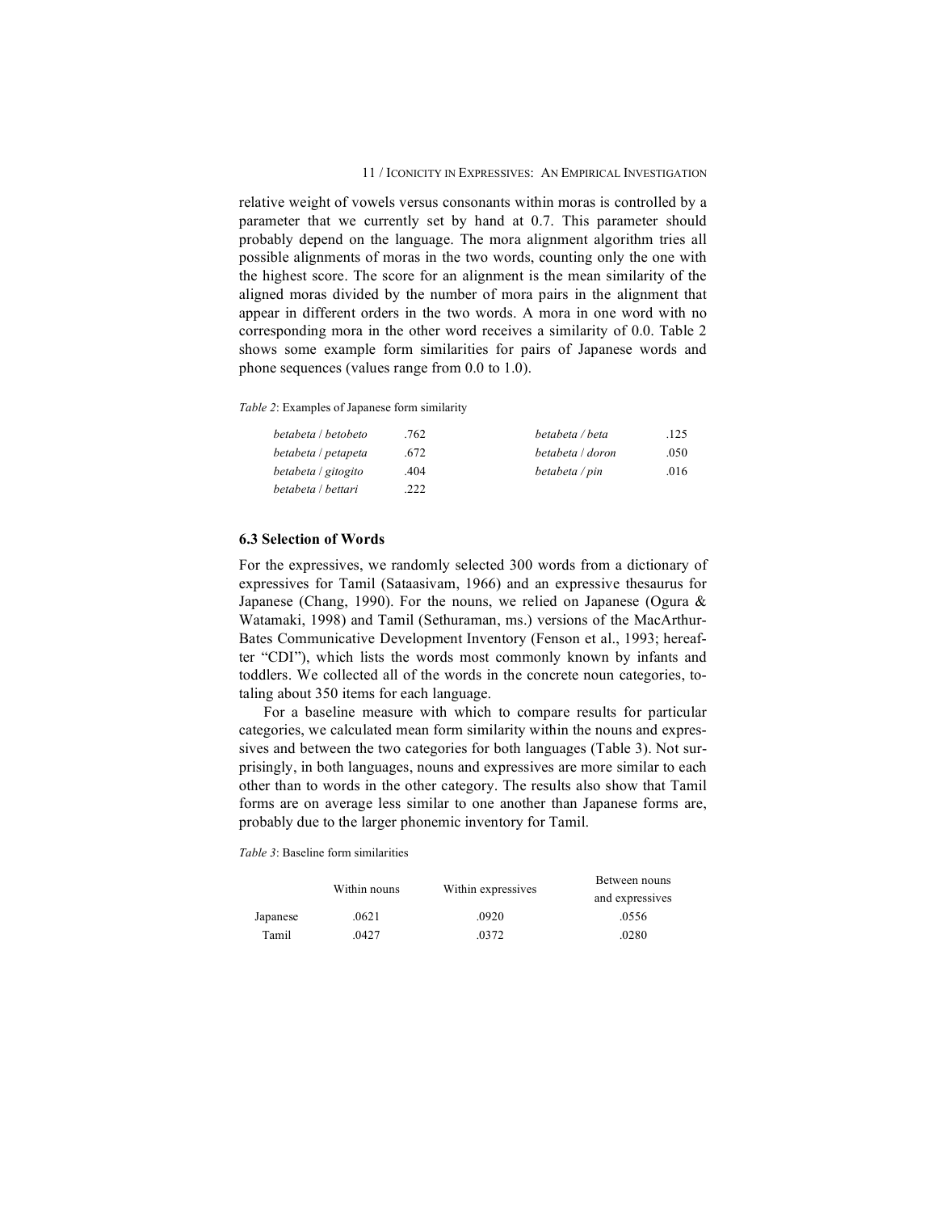relative weight of vowels versus consonants within moras is controlled by a parameter that we currently set by hand at 0.7. This parameter should probably depend on the language. The mora alignment algorithm tries all possible alignments of moras in the two words, counting only the one with the highest score. The score for an alignment is the mean similarity of the aligned moras divided by the number of mora pairs in the alignment that appear in different orders in the two words. A mora in one word with no corresponding mora in the other word receives a similarity of 0.0. Table 2 shows some example form similarities for pairs of Japanese words and phone sequences (values range from 0.0 to 1.0).

*Table 2*: Examples of Japanese form similarity

| | | | |
|---|---|---|---|
| *betabeta* / *betobeto* | .762 | *betabeta / beta* | .125 |
| *betabeta* / *petapeta* | .672 | *betabeta* / *doron* | .050 |
| *betabeta* / *gitogito* | .404 | *betabeta / pin* | .016 |
| *betabeta* / *bettari* | .222 | | |

### 6.3 Selection of Words

For the expressives, we randomly selected 300 words from a dictionary of expressives for Tamil (Sataasivam, 1966) and an expressive thesaurus for Japanese (Chang, 1990). For the nouns, we relied on Japanese (Ogura & Watamaki, 1998) and Tamil (Sethuraman, ms.) versions of the MacArthur-Bates Communicative Development Inventory (Fenson et al., 1993; hereafter "CDI"), which lists the words most commonly known by infants and toddlers. We collected all of the words in the concrete noun categories, totaling about 350 items for each language.

For a baseline measure with which to compare results for particular categories, we calculated mean form similarity within the nouns and expressives and between the two categories for both languages (Table 3). Not surprisingly, in both languages, nouns and expressives are more similar to each other than to words in the other category. The results also show that Tamil forms are on average less similar to one another than Japanese forms are, probably due to the larger phonemic inventory for Tamil.

*Table 3*: Baseline form similarities

| | Within nouns | Within expressives | Between nouns and expressives |
|---|---|---|---|
| Japanese | .0621 | .0920 | .0556 |
| Tamil | .0427 | .0372 | .0280 |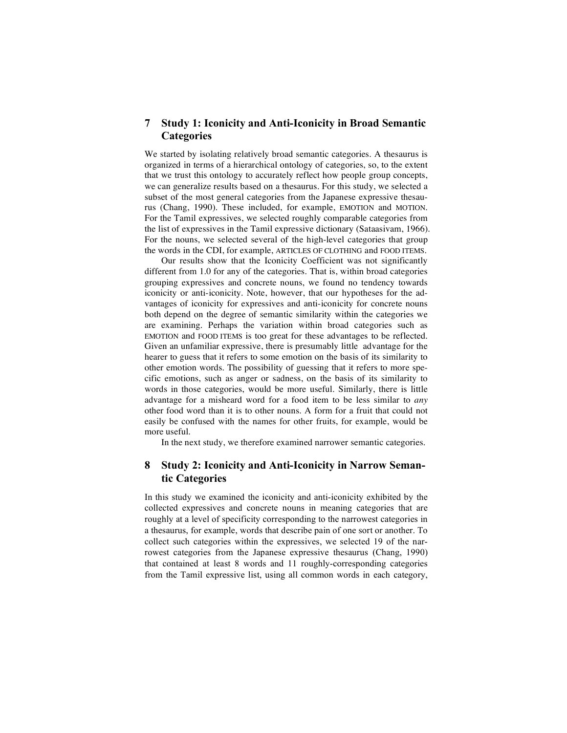## 7 Study 1: Iconicity and Anti-Iconicity in Broad Semantic Categories

We started by isolating relatively broad semantic categories. A thesaurus is organized in terms of a hierarchical ontology of categories, so, to the extent that we trust this ontology to accurately reflect how people group concepts, we can generalize results based on a thesaurus. For this study, we selected a subset of the most general categories from the Japanese expressive thesaurus (Chang, 1990). These included, for example, EMOTION and MOTION. For the Tamil expressives, we selected roughly comparable categories from the list of expressives in the Tamil expressive dictionary (Sataasivam, 1966). For the nouns, we selected several of the high-level categories that group the words in the CDI, for example, ARTICLES OF CLOTHING and FOOD ITEMS.

Our results show that the Iconicity Coefficient was not significantly different from 1.0 for any of the categories. That is, within broad categories grouping expressives and concrete nouns, we found no tendency towards iconicity or anti-iconicity. Note, however, that our hypotheses for the advantages of iconicity for expressives and anti-iconicity for concrete nouns both depend on the degree of semantic similarity within the categories we are examining. Perhaps the variation within broad categories such as EMOTION and FOOD ITEMS is too great for these advantages to be reflected. Given an unfamiliar expressive, there is presumably little advantage for the hearer to guess that it refers to some emotion on the basis of its similarity to other emotion words. The possibility of guessing that it refers to more specific emotions, such as anger or sadness, on the basis of its similarity to words in those categories, would be more useful. Similarly, there is little advantage for a misheard word for a food item to be less similar to *any* other food word than it is to other nouns. A form for a fruit that could not easily be confused with the names for other fruits, for example, would be more useful.

In the next study, we therefore examined narrower semantic categories.

## 8 Study 2: Iconicity and Anti-Iconicity in Narrow Semantic Categories

In this study we examined the iconicity and anti-iconicity exhibited by the collected expressives and concrete nouns in meaning categories that are roughly at a level of specificity corresponding to the narrowest categories in a thesaurus, for example, words that describe pain of one sort or another. To collect such categories within the expressives, we selected 19 of the narrowest categories from the Japanese expressive thesaurus (Chang, 1990) that contained at least 8 words and 11 roughly-corresponding categories from the Tamil expressive list, using all common words in each category,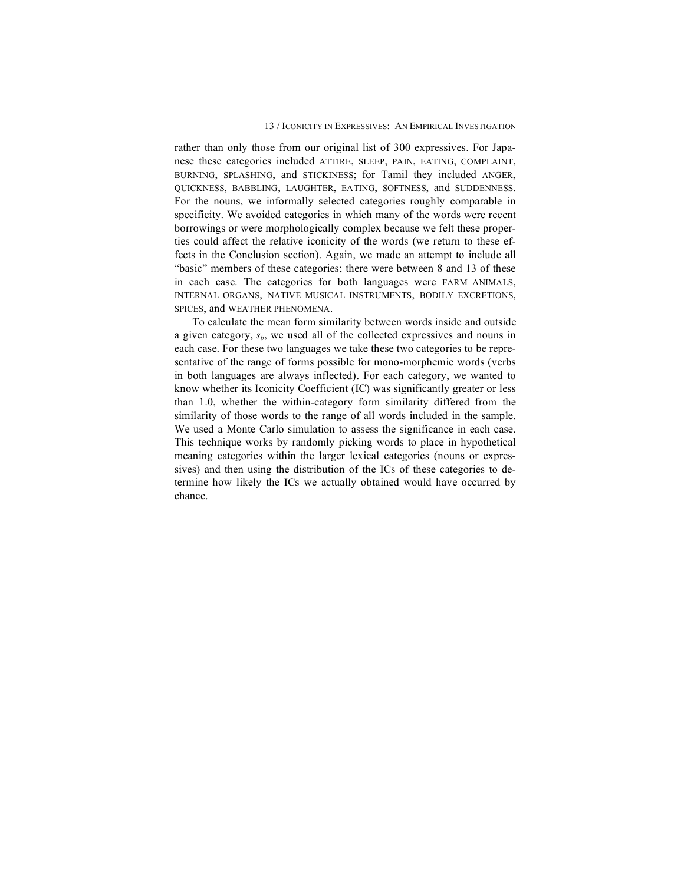rather than only those from our original list of 300 expressives. For Japanese these categories included ATTIRE, SLEEP, PAIN, EATING, COMPLAINT, BURNING, SPLASHING, and STICKINESS; for Tamil they included ANGER, QUICKNESS, BABBLING, LAUGHTER, EATING, SOFTNESS, and SUDDENNESS. For the nouns, we informally selected categories roughly comparable in specificity. We avoided categories in which many of the words were recent borrowings or were morphologically complex because we felt these properties could affect the relative iconicity of the words (we return to these effects in the Conclusion section). Again, we made an attempt to include all "basic" members of these categories; there were between 8 and 13 of these in each case. The categories for both languages were FARM ANIMALS, INTERNAL ORGANS, NATIVE MUSICAL INSTRUMENTS, BODILY EXCRETIONS, SPICES, and WEATHER PHENOMENA.

To calculate the mean form similarity between words inside and outside a given category, $s_b$, we used all of the collected expressives and nouns in each case. For these two languages we take these two categories to be representative of the range of forms possible for mono-morphemic words (verbs in both languages are always inflected). For each category, we wanted to know whether its Iconicity Coefficient (IC) was significantly greater or less than 1.0, whether the within-category form similarity differed from the similarity of those words to the range of all words included in the sample. We used a Monte Carlo simulation to assess the significance in each case. This technique works by randomly picking words to place in hypothetical meaning categories within the larger lexical categories (nouns or expressives) and then using the distribution of the ICs of these categories to determine how likely the ICs we actually obtained would have occurred by chance.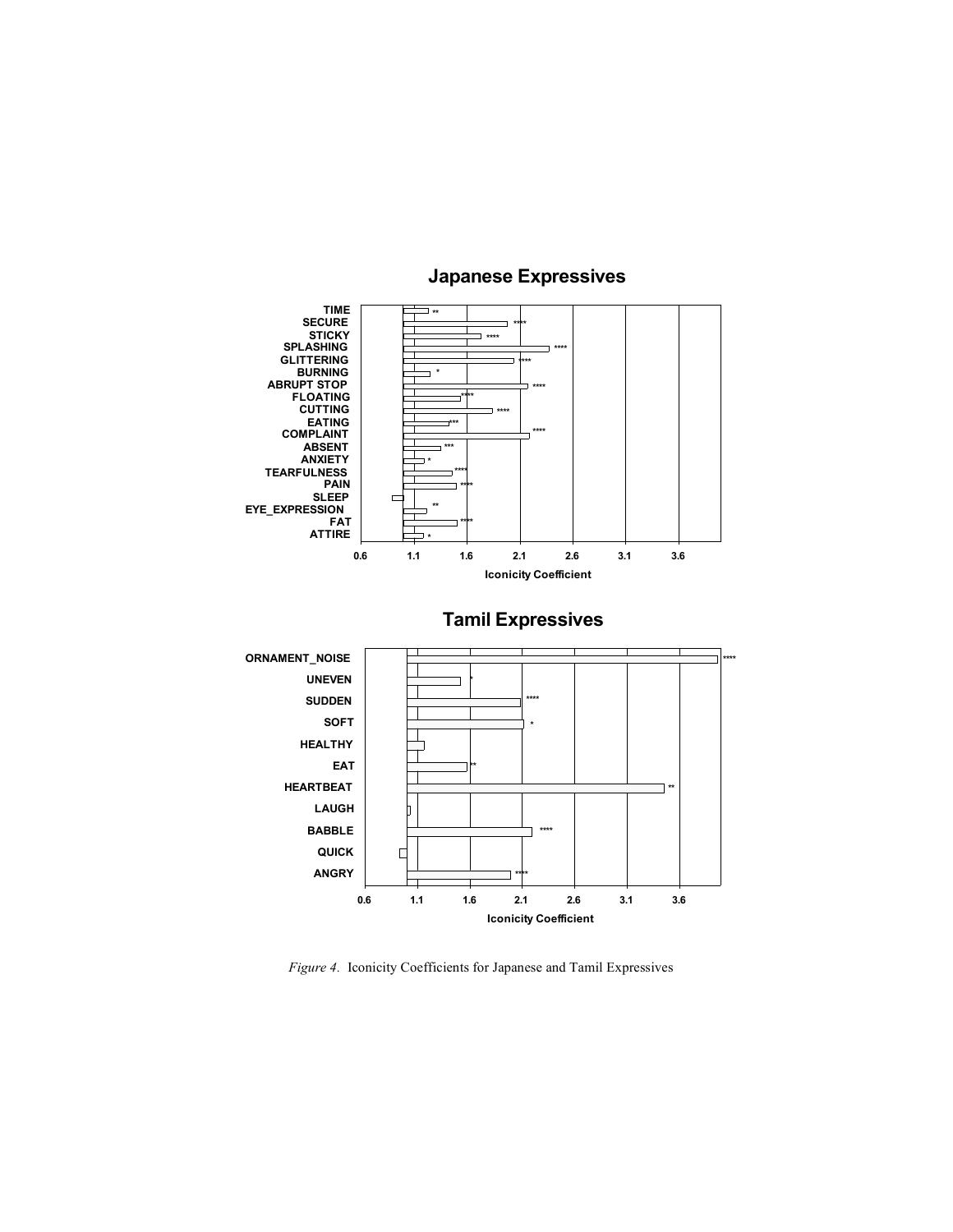**Japanese Expressives**

**Tamil Expressives**

*Figure 4.* Iconicity Coefficients for Japanese and Tamil Expressives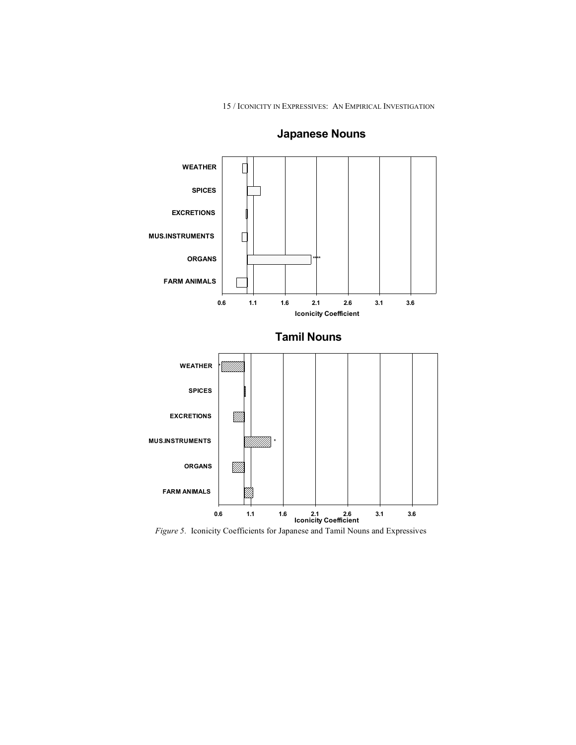**Japanese Nouns**

WEATHER

SPICES

EXCRETIONS

MUS.INSTRUMENTS

ORGANS ****

FARM ANIMALS

0.6 1.1 1.6 2.1 2.6 3.1 3.6

Iconicity Coefficient

**Tamil Nouns**

WEATHER *

SPICES

EXCRETIONS

MUS.INSTRUMENTS *

ORGANS

FARM ANIMALS

0.6 1.1 1.6 2.1 2.6 3.1 3.6

Iconicity Coefficient

*Figure 5.* Iconicity Coefficients for Japanese and Tamil Nouns and Expressives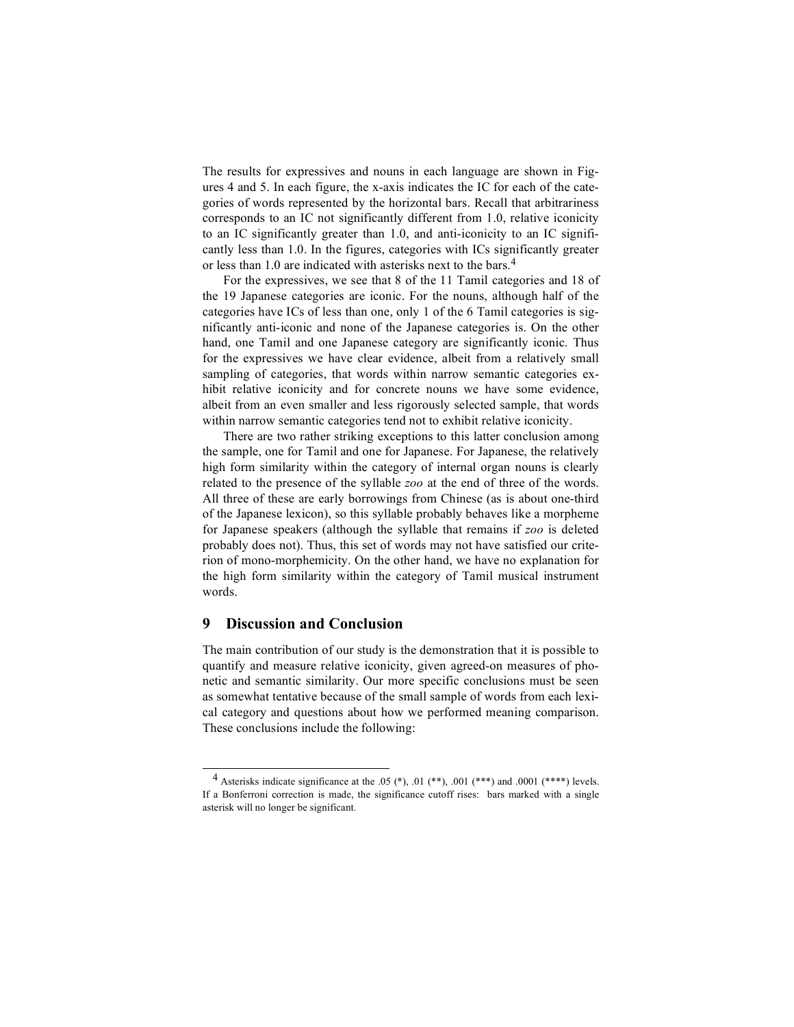The results for expressives and nouns in each language are shown in Figures 4 and 5. In each figure, the x-axis indicates the IC for each of the categories of words represented by the horizontal bars. Recall that arbitrariness corresponds to an IC not significantly different from 1.0, relative iconicity to an IC significantly greater than 1.0, and anti-iconicity to an IC significantly less than 1.0. In the figures, categories with ICs significantly greater or less than 1.0 are indicated with asterisks next to the bars.[4]

For the expressives, we see that 8 of the 11 Tamil categories and 18 of the 19 Japanese categories are iconic. For the nouns, although half of the categories have ICs of less than one, only 1 of the 6 Tamil categories is significantly anti-iconic and none of the Japanese categories is. On the other hand, one Tamil and one Japanese category are significantly iconic. Thus for the expressives we have clear evidence, albeit from a relatively small sampling of categories, that words within narrow semantic categories exhibit relative iconicity and for concrete nouns we have some evidence, albeit from an even smaller and less rigorously selected sample, that words within narrow semantic categories tend not to exhibit relative iconicity.

There are two rather striking exceptions to this latter conclusion among the sample, one for Tamil and one for Japanese. For Japanese, the relatively high form similarity within the category of internal organ nouns is clearly related to the presence of the syllable *zoo* at the end of three of the words. All three of these are early borrowings from Chinese (as is about one-third of the Japanese lexicon), so this syllable probably behaves like a morpheme for Japanese speakers (although the syllable that remains if *zoo* is deleted probably does not). Thus, this set of words may not have satisfied our criterion of mono-morphemicity. On the other hand, we have no explanation for the high form similarity within the category of Tamil musical instrument words.

## 9 Discussion and Conclusion

The main contribution of our study is the demonstration that it is possible to quantify and measure relative iconicity, given agreed-on measures of phonetic and semantic similarity. Our more specific conclusions must be seen as somewhat tentative because of the small sample of words from each lexical category and questions about how we performed meaning comparison. These conclusions include the following:

---

[4] Asterisks indicate significance at the .05 (*), .01 (**), .001 (***) and .0001 (****) levels. If a Bonferroni correction is made, the significance cutoff rises: bars marked with a single asterisk will no longer be significant.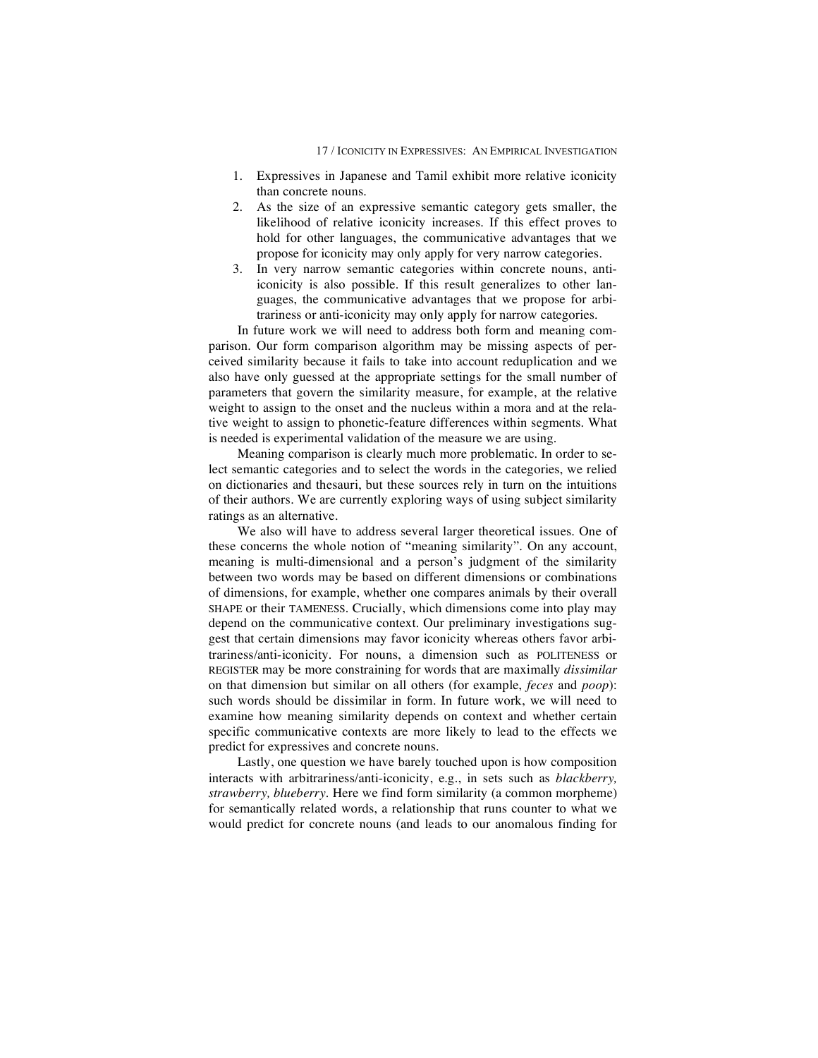1. Expressives in Japanese and Tamil exhibit more relative iconicity than concrete nouns.
2. As the size of an expressive semantic category gets smaller, the likelihood of relative iconicity increases. If this effect proves to hold for other languages, the communicative advantages that we propose for iconicity may only apply for very narrow categories.
3. In very narrow semantic categories within concrete nouns, anti-iconicity is also possible. If this result generalizes to other languages, the communicative advantages that we propose for arbitrariness or anti-iconicity may only apply for narrow categories.

In future work we will need to address both form and meaning comparison. Our form comparison algorithm may be missing aspects of perceived similarity because it fails to take into account reduplication and we also have only guessed at the appropriate settings for the small number of parameters that govern the similarity measure, for example, at the relative weight to assign to the onset and the nucleus within a mora and at the relative weight to assign to phonetic-feature differences within segments. What is needed is experimental validation of the measure we are using.

Meaning comparison is clearly much more problematic. In order to select semantic categories and to select the words in the categories, we relied on dictionaries and thesauri, but these sources rely in turn on the intuitions of their authors. We are currently exploring ways of using subject similarity ratings as an alternative.

We also will have to address several larger theoretical issues. One of these concerns the whole notion of "meaning similarity". On any account, meaning is multi-dimensional and a person's judgment of the similarity between two words may be based on different dimensions or combinations of dimensions, for example, whether one compares animals by their overall SHAPE or their TAMENESS. Crucially, which dimensions come into play may depend on the communicative context. Our preliminary investigations suggest that certain dimensions may favor iconicity whereas others favor arbitrariness/anti-iconicity. For nouns, a dimension such as POLITENESS or REGISTER may be more constraining for words that are maximally *dissimilar* on that dimension but similar on all others (for example, *feces* and *poop*): such words should be dissimilar in form. In future work, we will need to examine how meaning similarity depends on context and whether certain specific communicative contexts are more likely to lead to the effects we predict for expressives and concrete nouns.

Lastly, one question we have barely touched upon is how composition interacts with arbitrariness/anti-iconicity, e.g., in sets such as *blackberry, strawberry, blueberry*. Here we find form similarity (a common morpheme) for semantically related words, a relationship that runs counter to what we would predict for concrete nouns (and leads to our anomalous finding for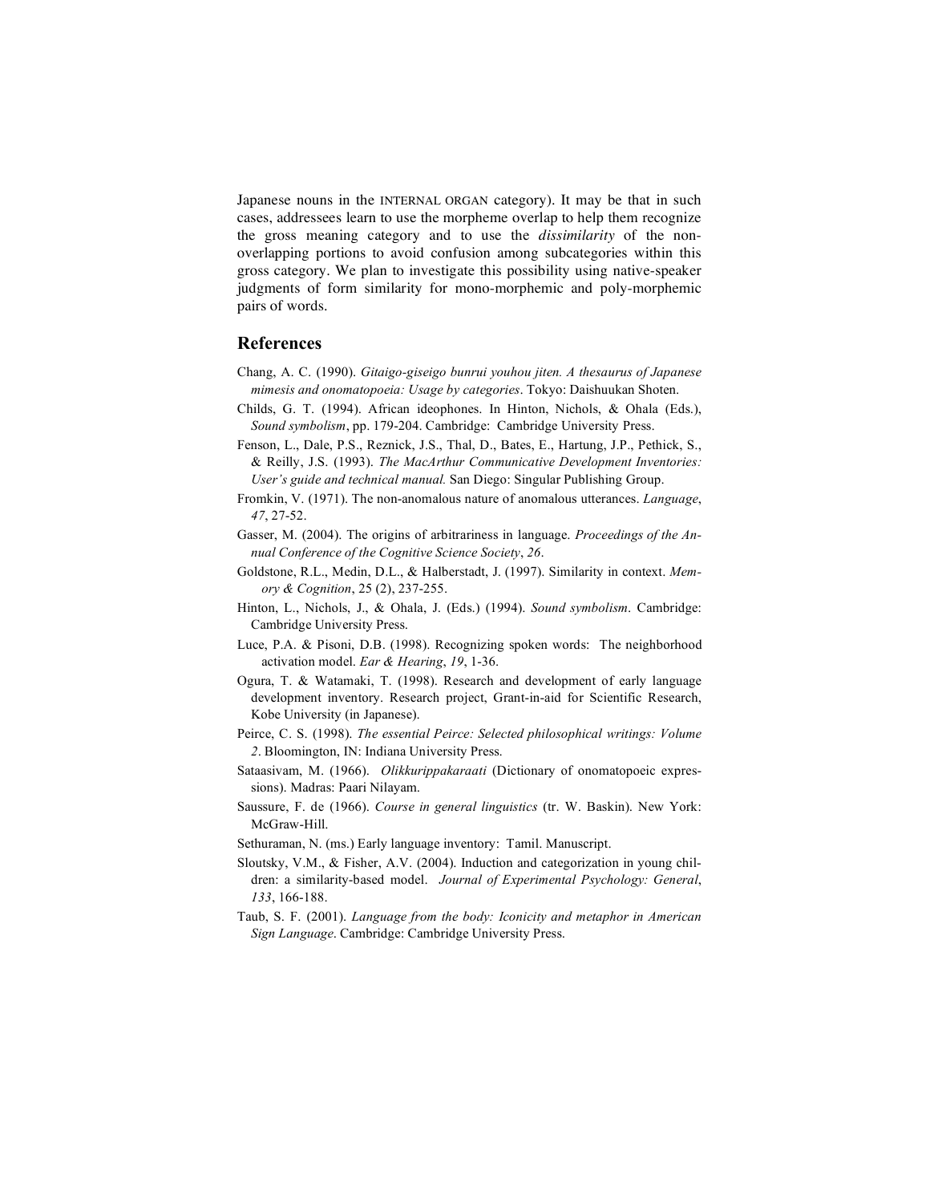Japanese nouns in the INTERNAL ORGAN category). It may be that in such cases, addressees learn to use the morpheme overlap to help them recognize the gross meaning category and to use the *dissimilarity* of the non-overlapping portions to avoid confusion among subcategories within this gross category. We plan to investigate this possibility using native-speaker judgments of form similarity for mono-morphemic and poly-morphemic pairs of words.

## References

Chang, A. C. (1990). *Gitaigo-giseigo bunrui youhou jiten. A thesaurus of Japanese mimesis and onomatopoeia: Usage by categories*. Tokyo: Daishuukan Shoten.

Childs, G. T. (1994). African ideophones. In Hinton, Nichols, & Ohala (Eds.), *Sound symbolism*, pp. 179-204. Cambridge: Cambridge University Press.

Fenson, L., Dale, P.S., Reznick, J.S., Thal, D., Bates, E., Hartung, J.P., Pethick, S., & Reilly, J.S. (1993). *The MacArthur Communicative Development Inventories: User's guide and technical manual.* San Diego: Singular Publishing Group.

Fromkin, V. (1971). The non-anomalous nature of anomalous utterances. *Language*, *47*, 27-52.

Gasser, M. (2004). The origins of arbitrariness in language. *Proceedings of the Annual Conference of the Cognitive Science Society*, *26*.

Goldstone, R.L., Medin, D.L., & Halberstadt, J. (1997). Similarity in context. *Memory & Cognition*, 25 (2), 237-255.

Hinton, L., Nichols, J., & Ohala, J. (Eds.) (1994). *Sound symbolism*. Cambridge: Cambridge University Press.

Luce, P.A. & Pisoni, D.B. (1998). Recognizing spoken words: The neighborhood activation model. *Ear & Hearing*, *19*, 1-36.

Ogura, T. & Watamaki, T. (1998). Research and development of early language development inventory. Research project, Grant-in-aid for Scientific Research, Kobe University (in Japanese).

Peirce, C. S. (1998). *The essential Peirce: Selected philosophical writings: Volume 2*. Bloomington, IN: Indiana University Press.

Sataasivam, M. (1966). *Olikkurippakaraati* (Dictionary of onomatopoeic expressions). Madras: Paari Nilayam.

Saussure, F. de (1966). *Course in general linguistics* (tr. W. Baskin). New York: McGraw-Hill.

Sethuraman, N. (ms.) Early language inventory: Tamil. Manuscript.

Sloutsky, V.M., & Fisher, A.V. (2004). Induction and categorization in young children: a similarity-based model. *Journal of Experimental Psychology: General*, *133*, 166-188.

Taub, S. F. (2001). *Language from the body: Iconicity and metaphor in American Sign Language*. Cambridge: Cambridge University Press.